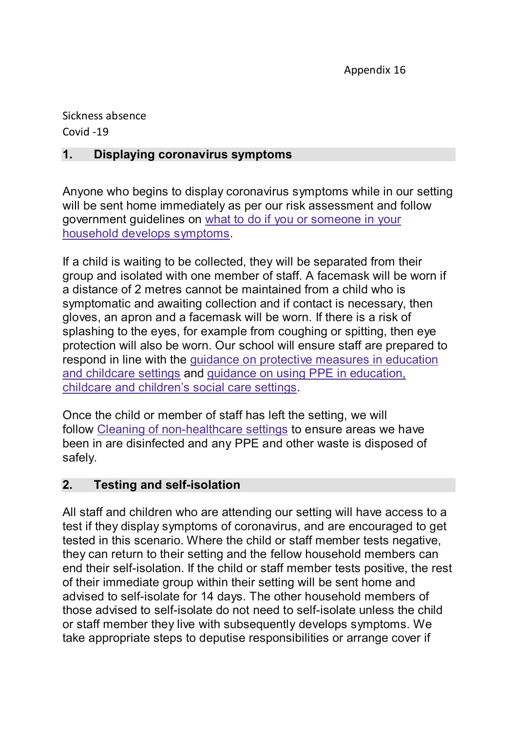Appendix 16

Sickness absence
Covid -19

## 1. Displaying coronavirus symptoms

Anyone who begins to display coronavirus symptoms while in our setting will be sent home immediately as per our risk assessment and follow government guidelines on what to do if you or someone in your household develops symptoms.

If a child is waiting to be collected, they will be separated from their group and isolated with one member of staff. A facemask will be worn if a distance of 2 metres cannot be maintained from a child who is symptomatic and awaiting collection and if contact is necessary, then gloves, an apron and a facemask will be worn. If there is a risk of splashing to the eyes, for example from coughing or spitting, then eye protection will also be worn. Our school will ensure staff are prepared to respond in line with the guidance on protective measures in education and childcare settings and guidance on using PPE in education, childcare and children's social care settings.

Once the child or member of staff has left the setting, we will follow Cleaning of non-healthcare settings to ensure areas we have been in are disinfected and any PPE and other waste is disposed of safely.

## 2. Testing and self-isolation

All staff and children who are attending our setting will have access to a test if they display symptoms of coronavirus, and are encouraged to get tested in this scenario. Where the child or staff member tests negative, they can return to their setting and the fellow household members can end their self-isolation. If the child or staff member tests positive, the rest of their immediate group within their setting will be sent home and advised to self-isolate for 14 days. The other household members of those advised to self-isolate do not need to self-isolate unless the child or staff member they live with subsequently develops symptoms. We take appropriate steps to deputise responsibilities or arrange cover if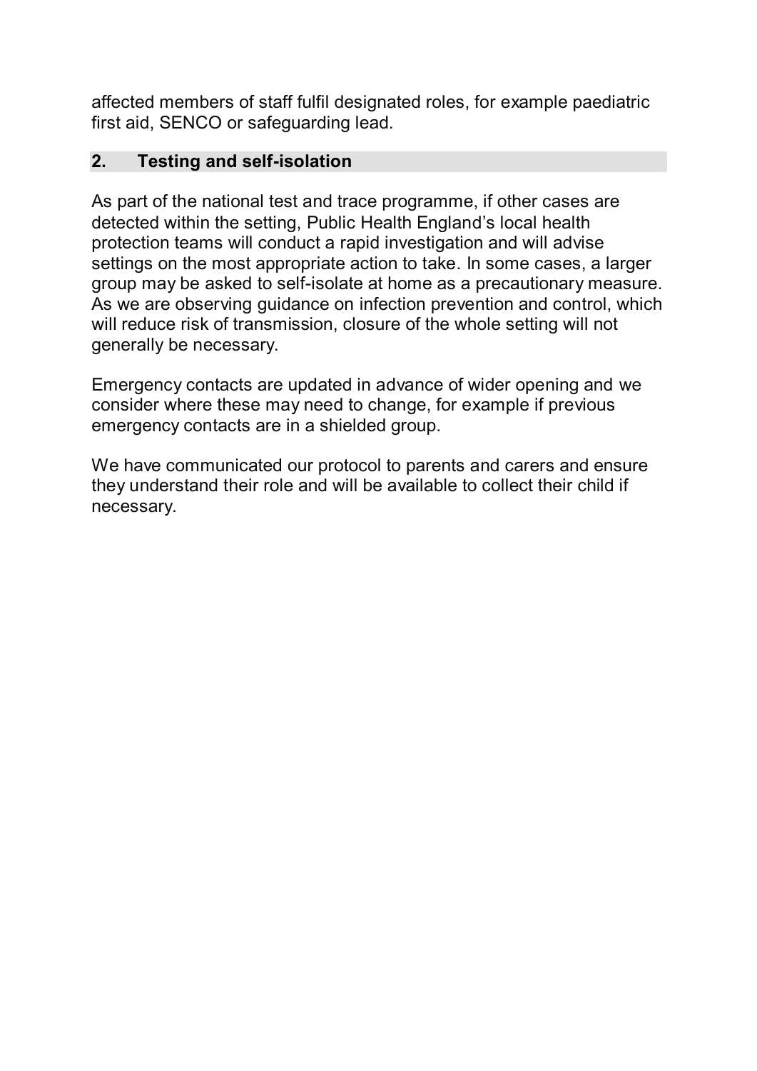affected members of staff fulfil designated roles, for example paediatric first aid, SENCO or safeguarding lead.

## 2. Testing and self-isolation

As part of the national test and trace programme, if other cases are detected within the setting, Public Health England's local health protection teams will conduct a rapid investigation and will advise settings on the most appropriate action to take. In some cases, a larger group may be asked to self-isolate at home as a precautionary measure. As we are observing guidance on infection prevention and control, which will reduce risk of transmission, closure of the whole setting will not generally be necessary.

Emergency contacts are updated in advance of wider opening and we consider where these may need to change, for example if previous emergency contacts are in a shielded group.

We have communicated our protocol to parents and carers and ensure they understand their role and will be available to collect their child if necessary.